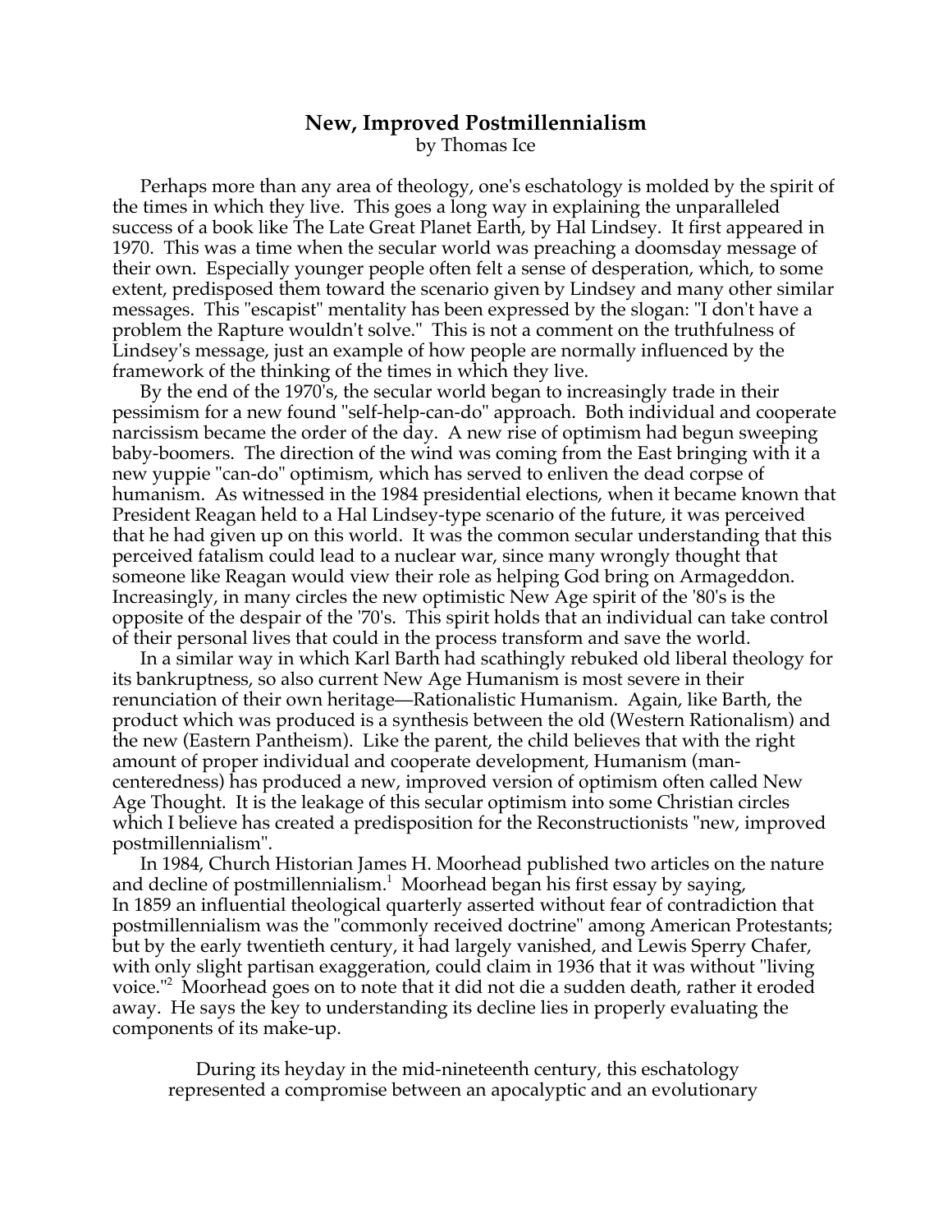## New, Improved Postmillennialism

by Thomas Ice

Perhaps more than any area of theology, one's eschatology is molded by the spirit of the times in which they live. This goes a long way in explaining the unparalleled success of a book like The Late Great Planet Earth, by Hal Lindsey. It first appeared in 1970. This was a time when the secular world was preaching a doomsday message of their own. Especially younger people often felt a sense of desperation, which, to some extent, predisposed them toward the scenario given by Lindsey and many other similar messages. This "escapist" mentality has been expressed by the slogan: "I don't have a problem the Rapture wouldn't solve." This is not a comment on the truthfulness of Lindsey's message, just an example of how people are normally influenced by the framework of the thinking of the times in which they live.

By the end of the 1970's, the secular world began to increasingly trade in their pessimism for a new found "self-help-can-do" approach. Both individual and cooperate narcissism became the order of the day. A new rise of optimism had begun sweeping baby-boomers. The direction of the wind was coming from the East bringing with it a new yuppie "can-do" optimism, which has served to enliven the dead corpse of humanism. As witnessed in the 1984 presidential elections, when it became known that President Reagan held to a Hal Lindsey-type scenario of the future, it was perceived that he had given up on this world. It was the common secular understanding that this perceived fatalism could lead to a nuclear war, since many wrongly thought that someone like Reagan would view their role as helping God bring on Armageddon. Increasingly, in many circles the new optimistic New Age spirit of the '80's is the opposite of the despair of the '70's. This spirit holds that an individual can take control of their personal lives that could in the process transform and save the world.

In a similar way in which Karl Barth had scathingly rebuked old liberal theology for its bankruptness, so also current New Age Humanism is most severe in their renunciation of their own heritage—Rationalistic Humanism. Again, like Barth, the product which was produced is a synthesis between the old (Western Rationalism) and the new (Eastern Pantheism). Like the parent, the child believes that with the right amount of proper individual and cooperate development, Humanism (man-centeredness) has produced a new, improved version of optimism often called New Age Thought. It is the leakage of this secular optimism into some Christian circles which I believe has created a predisposition for the Reconstructionists "new, improved postmillennialism".

In 1984, Church Historian James H. Moorhead published two articles on the nature and decline of postmillennialism.[1] Moorhead began his first essay by saying,

In 1859 an influential theological quarterly asserted without fear of contradiction that postmillennialism was the "commonly received doctrine" among American Protestants; but by the early twentieth century, it had largely vanished, and Lewis Sperry Chafer, with only slight partisan exaggeration, could claim in 1936 that it was without "living voice."[2] Moorhead goes on to note that it did not die a sudden death, rather it eroded away. He says the key to understanding its decline lies in properly evaluating the components of its make-up.

> During its heyday in the mid-nineteenth century, this eschatology represented a compromise between an apocalyptic and an evolutionary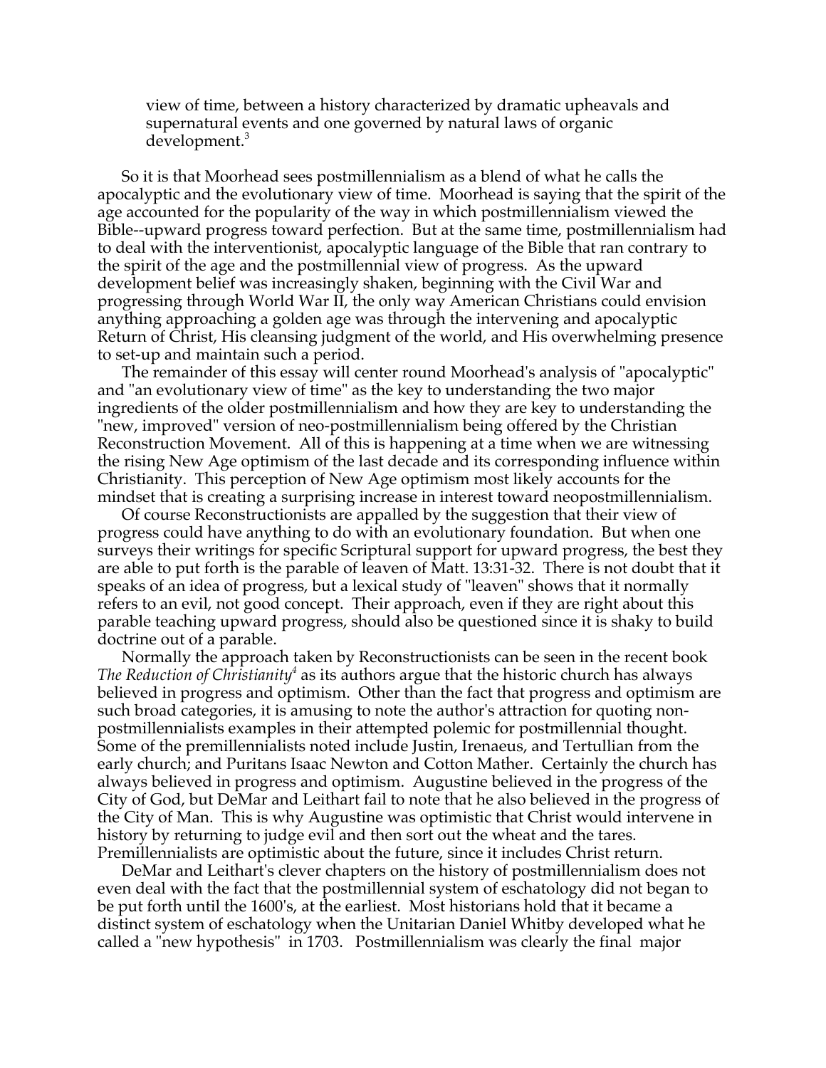> view of time, between a history characterized by dramatic upheavals and supernatural events and one governed by natural laws of organic development.[3]

So it is that Moorhead sees postmillennialism as a blend of what he calls the apocalyptic and the evolutionary view of time. Moorhead is saying that the spirit of the age accounted for the popularity of the way in which postmillennialism viewed the Bible--upward progress toward perfection. But at the same time, postmillennialism had to deal with the interventionist, apocalyptic language of the Bible that ran contrary to the spirit of the age and the postmillennial view of progress. As the upward development belief was increasingly shaken, beginning with the Civil War and progressing through World War II, the only way American Christians could envision anything approaching a golden age was through the intervening and apocalyptic Return of Christ, His cleansing judgment of the world, and His overwhelming presence to set-up and maintain such a period.

The remainder of this essay will center round Moorhead's analysis of "apocalyptic" and "an evolutionary view of time" as the key to understanding the two major ingredients of the older postmillennialism and how they are key to understanding the "new, improved" version of neo-postmillennialism being offered by the Christian Reconstruction Movement. All of this is happening at a time when we are witnessing the rising New Age optimism of the last decade and its corresponding influence within Christianity. This perception of New Age optimism most likely accounts for the mindset that is creating a surprising increase in interest toward neopostmillennialism.

Of course Reconstructionists are appalled by the suggestion that their view of progress could have anything to do with an evolutionary foundation. But when one surveys their writings for specific Scriptural support for upward progress, the best they are able to put forth is the parable of leaven of Matt. 13:31-32. There is not doubt that it speaks of an idea of progress, but a lexical study of "leaven" shows that it normally refers to an evil, not good concept. Their approach, even if they are right about this parable teaching upward progress, should also be questioned since it is shaky to build doctrine out of a parable.

Normally the approach taken by Reconstructionists can be seen in the recent book *The Reduction of Christianity*[4] as its authors argue that the historic church has always believed in progress and optimism. Other than the fact that progress and optimism are such broad categories, it is amusing to note the author's attraction for quoting non-postmillennialists examples in their attempted polemic for postmillennial thought. Some of the premillennialists noted include Justin, Irenaeus, and Tertullian from the early church; and Puritans Isaac Newton and Cotton Mather. Certainly the church has always believed in progress and optimism. Augustine believed in the progress of the City of God, but DeMar and Leithart fail to note that he also believed in the progress of the City of Man. This is why Augustine was optimistic that Christ would intervene in history by returning to judge evil and then sort out the wheat and the tares. Premillennialists are optimistic about the future, since it includes Christ return.

DeMar and Leithart's clever chapters on the history of postmillennialism does not even deal with the fact that the postmillennial system of eschatology did not began to be put forth until the 1600's, at the earliest. Most historians hold that it became a distinct system of eschatology when the Unitarian Daniel Whitby developed what he called a "new hypothesis" in 1703. Postmillennialism was clearly the final major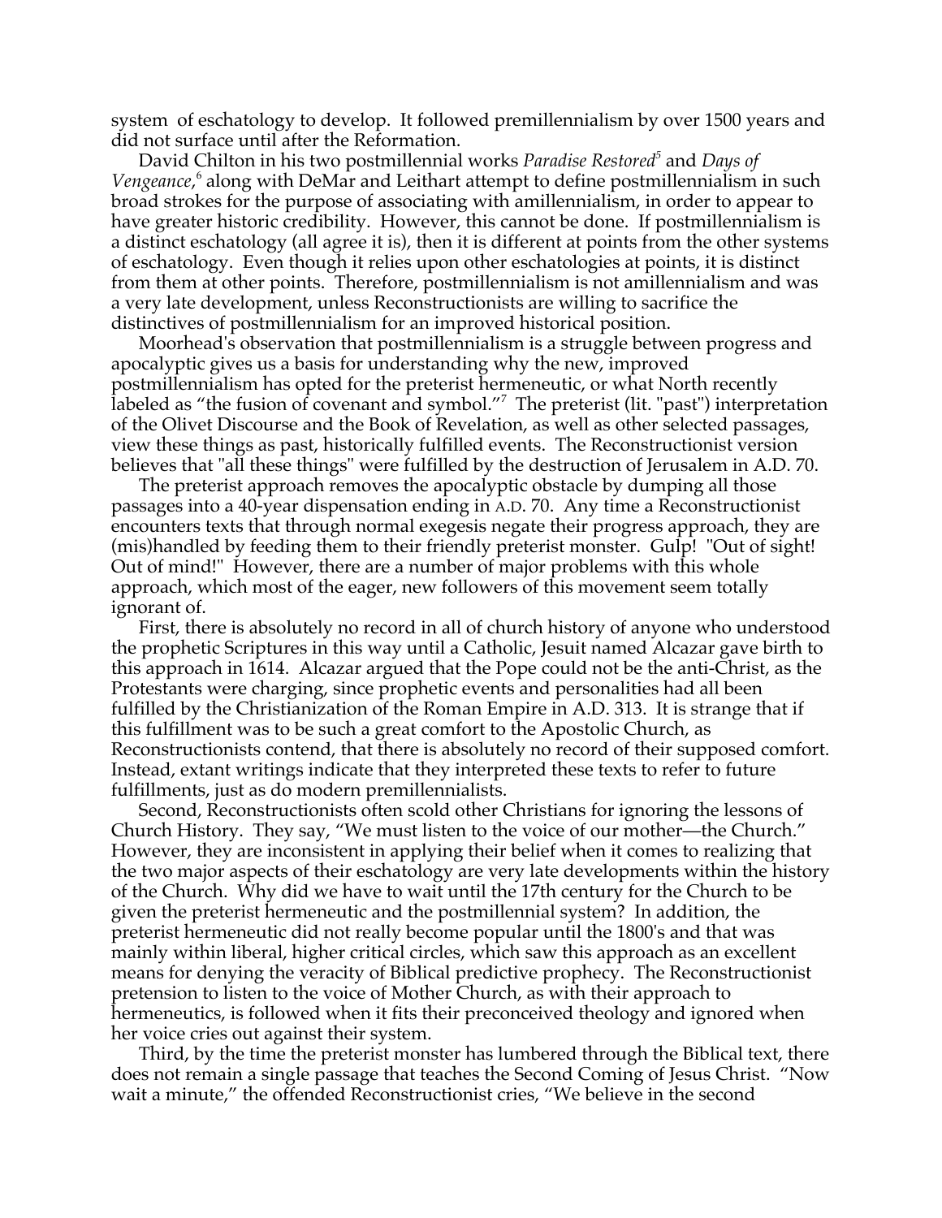system of eschatology to develop. It followed premillennialism by over 1500 years and did not surface until after the Reformation.

David Chilton in his two postmillennial works *Paradise Restored*[5] and *Days of Vengeance*,[6] along with DeMar and Leithart attempt to define postmillennialism in such broad strokes for the purpose of associating with amillennialism, in order to appear to have greater historic credibility. However, this cannot be done. If postmillennialism is a distinct eschatology (all agree it is), then it is different at points from the other systems of eschatology. Even though it relies upon other eschatologies at points, it is distinct from them at other points. Therefore, postmillennialism is not amillennialism and was a very late development, unless Reconstructionists are willing to sacrifice the distinctives of postmillennialism for an improved historical position.

Moorhead's observation that postmillennialism is a struggle between progress and apocalyptic gives us a basis for understanding why the new, improved postmillennialism has opted for the preterist hermeneutic, or what North recently labeled as "the fusion of covenant and symbol."[7] The preterist (lit. "past") interpretation of the Olivet Discourse and the Book of Revelation, as well as other selected passages, view these things as past, historically fulfilled events. The Reconstructionist version believes that "all these things" were fulfilled by the destruction of Jerusalem in A.D. 70.

The preterist approach removes the apocalyptic obstacle by dumping all those passages into a 40-year dispensation ending in A.D. 70. Any time a Reconstructionist encounters texts that through normal exegesis negate their progress approach, they are (mis)handled by feeding them to their friendly preterist monster. Gulp! "Out of sight! Out of mind!" However, there are a number of major problems with this whole approach, which most of the eager, new followers of this movement seem totally ignorant of.

First, there is absolutely no record in all of church history of anyone who understood the prophetic Scriptures in this way until a Catholic, Jesuit named Alcazar gave birth to this approach in 1614. Alcazar argued that the Pope could not be the anti-Christ, as the Protestants were charging, since prophetic events and personalities had all been fulfilled by the Christianization of the Roman Empire in A.D. 313. It is strange that if this fulfillment was to be such a great comfort to the Apostolic Church, as Reconstructionists contend, that there is absolutely no record of their supposed comfort. Instead, extant writings indicate that they interpreted these texts to refer to future fulfillments, just as do modern premillennialists.

Second, Reconstructionists often scold other Christians for ignoring the lessons of Church History. They say, "We must listen to the voice of our mother—the Church." However, they are inconsistent in applying their belief when it comes to realizing that the two major aspects of their eschatology are very late developments within the history of the Church. Why did we have to wait until the 17th century for the Church to be given the preterist hermeneutic and the postmillennial system? In addition, the preterist hermeneutic did not really become popular until the 1800's and that was mainly within liberal, higher critical circles, which saw this approach as an excellent means for denying the veracity of Biblical predictive prophecy. The Reconstructionist pretension to listen to the voice of Mother Church, as with their approach to hermeneutics, is followed when it fits their preconceived theology and ignored when her voice cries out against their system.

Third, by the time the preterist monster has lumbered through the Biblical text, there does not remain a single passage that teaches the Second Coming of Jesus Christ. "Now wait a minute," the offended Reconstructionist cries, "We believe in the second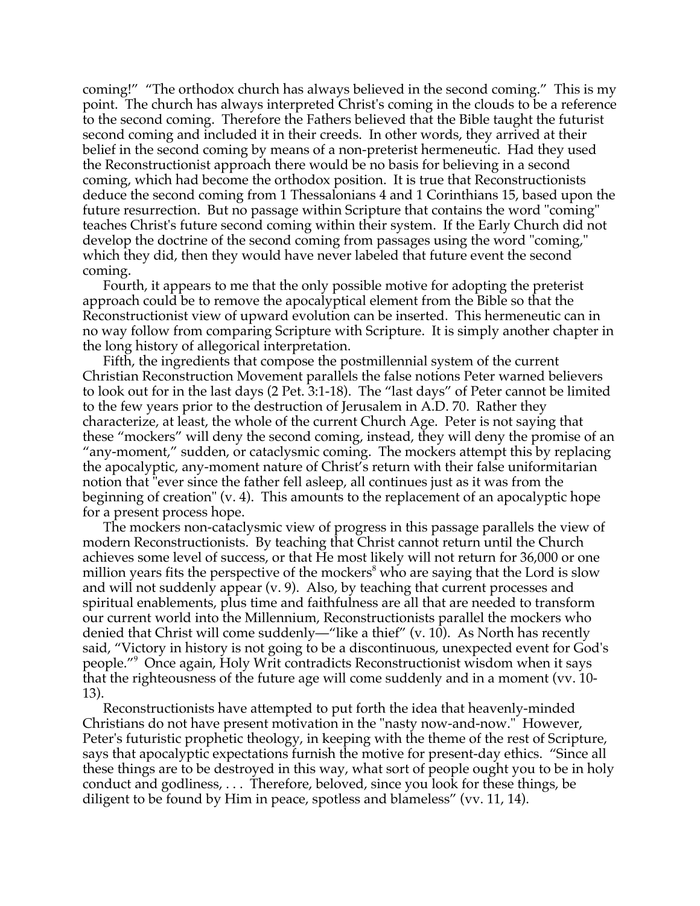coming!" "The orthodox church has always believed in the second coming." This is my point. The church has always interpreted Christ's coming in the clouds to be a reference to the second coming. Therefore the Fathers believed that the Bible taught the futurist second coming and included it in their creeds. In other words, they arrived at their belief in the second coming by means of a non-preterist hermeneutic. Had they used the Reconstructionist approach there would be no basis for believing in a second coming, which had become the orthodox position. It is true that Reconstructionists deduce the second coming from 1 Thessalonians 4 and 1 Corinthians 15, based upon the future resurrection. But no passage within Scripture that contains the word "coming" teaches Christ's future second coming within their system. If the Early Church did not develop the doctrine of the second coming from passages using the word "coming," which they did, then they would have never labeled that future event the second coming.

Fourth, it appears to me that the only possible motive for adopting the preterist approach could be to remove the apocalyptical element from the Bible so that the Reconstructionist view of upward evolution can be inserted. This hermeneutic can in no way follow from comparing Scripture with Scripture. It is simply another chapter in the long history of allegorical interpretation.

Fifth, the ingredients that compose the postmillennial system of the current Christian Reconstruction Movement parallels the false notions Peter warned believers to look out for in the last days (2 Pet. 3:1-18). The "last days" of Peter cannot be limited to the few years prior to the destruction of Jerusalem in A.D. 70. Rather they characterize, at least, the whole of the current Church Age. Peter is not saying that these "mockers" will deny the second coming, instead, they will deny the promise of an "any-moment," sudden, or cataclysmic coming. The mockers attempt this by replacing the apocalyptic, any-moment nature of Christ's return with their false uniformitarian notion that "ever since the father fell asleep, all continues just as it was from the beginning of creation" (v. 4). This amounts to the replacement of an apocalyptic hope for a present process hope.

The mockers non-cataclysmic view of progress in this passage parallels the view of modern Reconstructionists. By teaching that Christ cannot return until the Church achieves some level of success, or that He most likely will not return for 36,000 or one million years fits the perspective of the mockers[8] who are saying that the Lord is slow and will not suddenly appear (v. 9). Also, by teaching that current processes and spiritual enablements, plus time and faithfulness are all that are needed to transform our current world into the Millennium, Reconstructionists parallel the mockers who denied that Christ will come suddenly—"like a thief" (v. 10). As North has recently said, "Victory in history is not going to be a discontinuous, unexpected event for God's people."[9] Once again, Holy Writ contradicts Reconstructionist wisdom when it says that the righteousness of the future age will come suddenly and in a moment (vv. 10-13).

Reconstructionists have attempted to put forth the idea that heavenly-minded Christians do not have present motivation in the "nasty now-and-now." However, Peter's futuristic prophetic theology, in keeping with the theme of the rest of Scripture, says that apocalyptic expectations furnish the motive for present-day ethics. "Since all these things are to be destroyed in this way, what sort of people ought you to be in holy conduct and godliness, . . . Therefore, beloved, since you look for these things, be diligent to be found by Him in peace, spotless and blameless" (vv. 11, 14).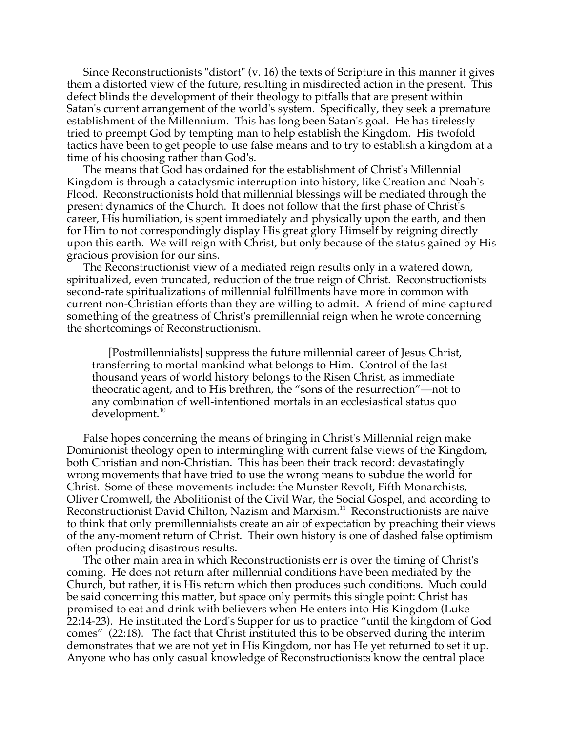Since Reconstructionists "distort" (v. 16) the texts of Scripture in this manner it gives them a distorted view of the future, resulting in misdirected action in the present. This defect blinds the development of their theology to pitfalls that are present within Satan's current arrangement of the world's system. Specifically, they seek a premature establishment of the Millennium. This has long been Satan's goal. He has tirelessly tried to preempt God by tempting man to help establish the Kingdom. His twofold tactics have been to get people to use false means and to try to establish a kingdom at a time of his choosing rather than God's.

The means that God has ordained for the establishment of Christ's Millennial Kingdom is through a cataclysmic interruption into history, like Creation and Noah's Flood. Reconstructionists hold that millennial blessings will be mediated through the present dynamics of the Church. It does not follow that the first phase of Christ's career, His humiliation, is spent immediately and physically upon the earth, and then for Him to not correspondingly display His great glory Himself by reigning directly upon this earth. We will reign with Christ, but only because of the status gained by His gracious provision for our sins.

The Reconstructionist view of a mediated reign results only in a watered down, spiritualized, even truncated, reduction of the true reign of Christ. Reconstructionists second-rate spiritualizations efforts of millennial fulfillments have more in common with current non-Christian efforts than they are willing to admit. A friend of mine captured something of the greatness of Christ's premillennial reign when he wrote concerning the shortcomings of Reconstructionism.

> [Postmillennialists] suppress the future millennial career of Jesus Christ, transferring to mortal mankind what belongs to Him. Control of the last thousand years of world history belongs to the Risen Christ, as immediate theocratic agent, and to His brethren, the "sons of the resurrection"—not to any combination of well-intentioned mortals in an ecclesiastical status quo development.[10]

False hopes concerning the means of bringing in Christ's Millennial reign make Dominionist theology open to intermingling with current false views of the Kingdom, both Christian and non-Christian. This has been their track record: devastatingly wrong movements that have tried to use the wrong means to subdue the world for Christ. Some of these movements include: the Munster Revolt, Fifth Monarchists, Oliver Cromwell, the Abolitionist of the Civil War, the Social Gospel, and according to Reconstructionist David Chilton, Nazism and Marxism.[11] Reconstructionists are naive to think that only premillennialists create an air of expectation by preaching their views of the any-moment return of Christ. Their own history is one of dashed false optimism often producing disastrous results.

The other main area in which Reconstructionists err is over the timing of Christ's coming. He does not return after millennial conditions have been mediated by the Church, but rather, it is His return which then produces such conditions. Much could be said concerning this matter, but space only permits this single point: Christ has promised to eat and drink with believers when He enters into His Kingdom (Luke 22:14-23). He instituted the Lord's Supper for us to practice "until the kingdom of God comes" (22:18). The fact that Christ instituted this to be observed during the interim demonstrates that we are not yet in His Kingdom, nor has He yet returned to set it up. Anyone who has only casual knowledge of Reconstructionists know the central place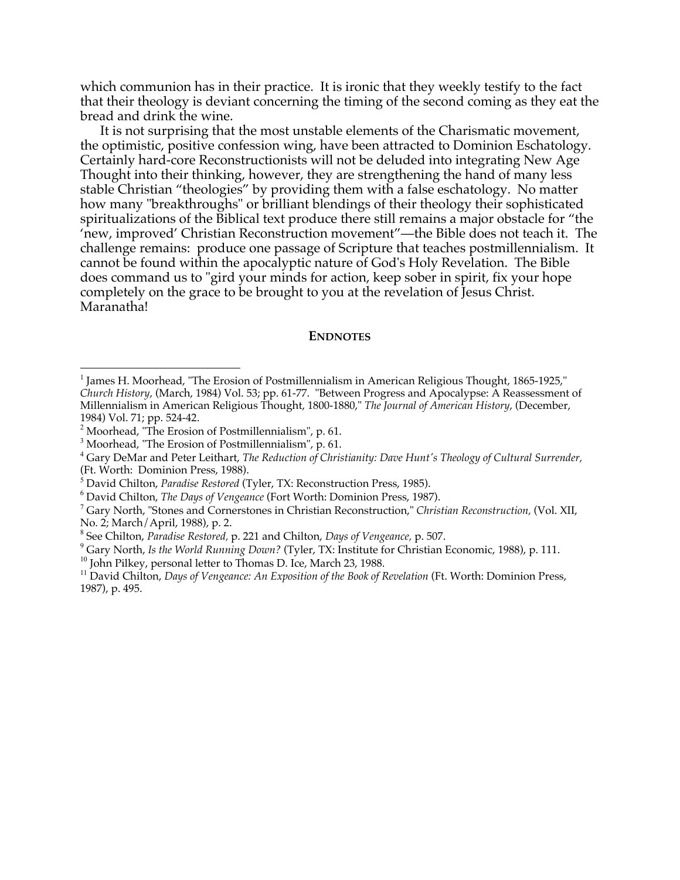which communion has in their practice. It is ironic that they weekly testify to the fact that their theology is deviant concerning the timing of the second coming as they eat the bread and drink the wine.

It is not surprising that the most unstable elements of the Charismatic movement, the optimistic, positive confession wing, have been attracted to Dominion Eschatology. Certainly hard-core Reconstructionists will not be deluded into integrating New Age Thought into their thinking, however, they are strengthening the hand of many less stable Christian "theologies" by providing them with a false eschatology. No matter how many "breakthroughs" or brilliant blendings of their theology their sophisticated spiritualizations of the Biblical text produce there still remains a major obstacle for "the 'new, improved' Christian Reconstruction movement"—the Bible does not teach it. The challenge remains: produce one passage of Scripture that teaches postmillennialism. It cannot be found within the apocalyptic nature of God's Holy Revelation. The Bible does command us to "gird your minds for action, keep sober in spirit, fix your hope completely on the grace to be brought to you at the revelation of Jesus Christ. Maranatha!

## ENDNOTES

[1] James H. Moorhead, "The Erosion of Postmillennialism in American Religious Thought, 1865-1925," *Church History*, (March, 1984) Vol. 53; pp. 61-77. "Between Progress and Apocalypse: A Reassessment of Millennialism in American Religious Thought, 1800-1880," *The Journal of American History*, (December, 1984) Vol. 71; pp. 524-42.

[2] Moorhead, "The Erosion of Postmillennialism", p. 61.

[3] Moorhead, "The Erosion of Postmillennialism", p. 61.

[4] Gary DeMar and Peter Leithart, *The Reduction of Christianity: Dave Hunt's Theology of Cultural Surrender*, (Ft. Worth: Dominion Press, 1988).

[5] David Chilton, *Paradise Restored* (Tyler, TX: Reconstruction Press, 1985).

[6] David Chilton, *The Days of Vengeance* (Fort Worth: Dominion Press, 1987).

[7] Gary North, "Stones and Cornerstones in Christian Reconstruction," *Christian Reconstruction,* (Vol. XII, No. 2; March/April, 1988), p. 2.

[8] See Chilton, *Paradise Restored,* p. 221 and Chilton, *Days of Vengeance,* p. 507.

[9] Gary North, *Is the World Running Down?* (Tyler, TX: Institute for Christian Economic, 1988), p. 111.

[10] John Pilkey, personal letter to Thomas D. Ice, March 23, 1988.

[11] David Chilton, *Days of Vengeance: An Exposition of the Book of Revelation* (Ft. Worth: Dominion Press, 1987), p. 495.